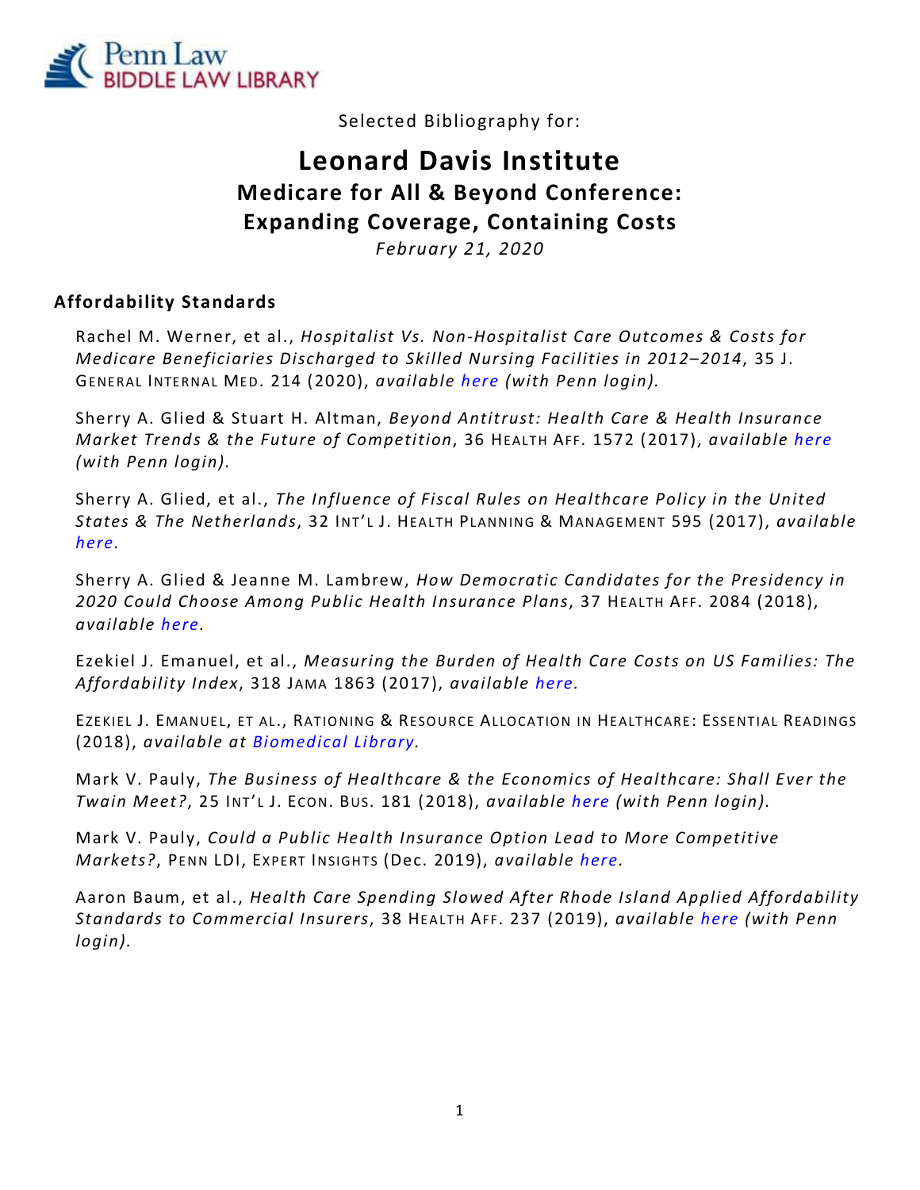Selected Bibliography for:

# Leonard Davis Institute
## Medicare for All & Beyond Conference: Expanding Coverage, Containing Costs

*February 21, 2020*

### Affordability Standards

Rachel M. Werner, et al., *Hospitalist Vs. Non-Hospitalist Care Outcomes & Costs for Medicare Beneficiaries Discharged to Skilled Nursing Facilities in 2012–2014*, 35 J. GENERAL INTERNAL MED. 214 (2020), *available here (with Penn login).*

Sherry A. Glied & Stuart H. Altman, *Beyond Antitrust: Health Care & Health Insurance Market Trends & the Future of Competition*, 36 HEALTH AFF. 1572 (2017), *available here (with Penn login).*

Sherry A. Glied, et al., *The Influence of Fiscal Rules on Healthcare Policy in the United States & The Netherlands*, 32 INT'L J. HEALTH PLANNING & MANAGEMENT 595 (2017), *available here.*

Sherry A. Glied & Jeanne M. Lambrew, *How Democratic Candidates for the Presidency in 2020 Could Choose Among Public Health Insurance Plans*, 37 HEALTH AFF. 2084 (2018), *available here.*

Ezekiel J. Emanuel, et al., *Measuring the Burden of Health Care Costs on US Families: The Affordability Index*, 318 JAMA 1863 (2017), *available here.*

EZEKIEL J. EMANUEL, ET AL., RATIONING & RESOURCE ALLOCATION IN HEALTHCARE: ESSENTIAL READINGS (2018), *available at Biomedical Library.*

Mark V. Pauly, *The Business of Healthcare & the Economics of Healthcare: Shall Ever the Twain Meet?*, 25 INT'L J. ECON. BUS. 181 (2018), *available here (with Penn login).*

Mark V. Pauly, *Could a Public Health Insurance Option Lead to More Competitive Markets?*, PENN LDI, EXPERT INSIGHTS (Dec. 2019), *available here.*

Aaron Baum, et al., *Health Care Spending Slowed After Rhode Island Applied Affordability Standards to Commercial Insurers*, 38 HEALTH AFF. 237 (2019), *available here (with Penn login).*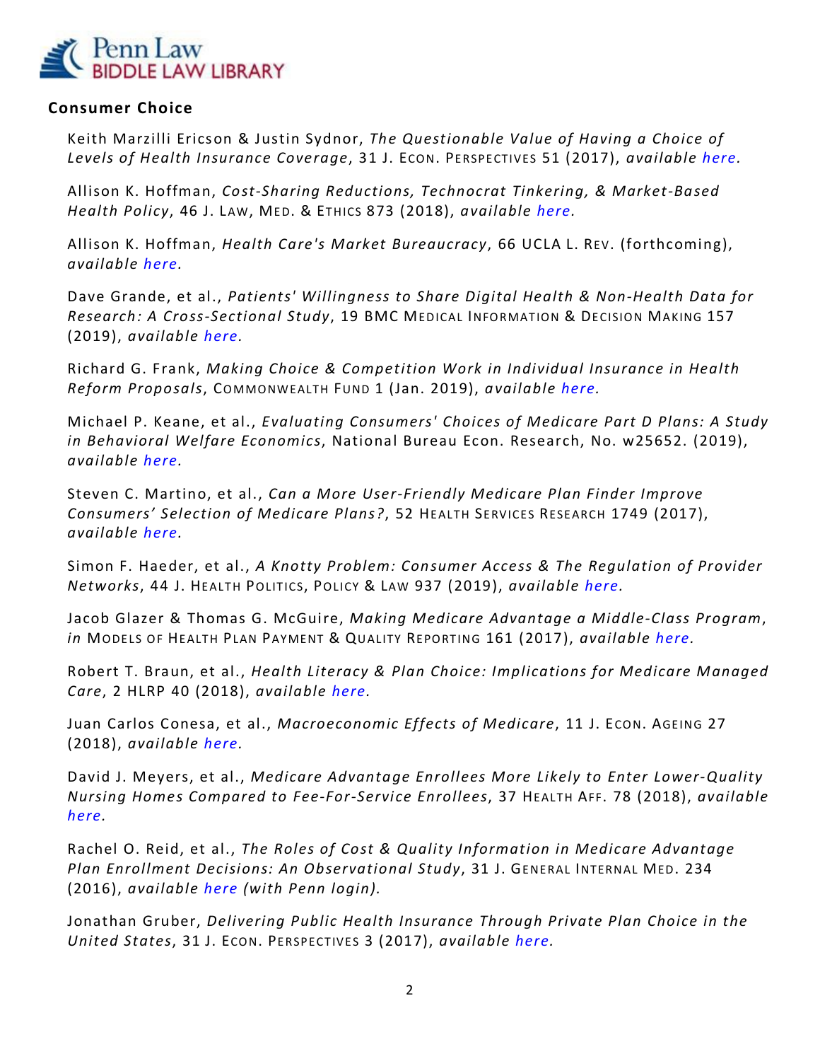## Consumer Choice

Keith Marzilli Ericson & Justin Sydnor, *The Questionable Value of Having a Choice of Levels of Health Insurance Coverage*, 31 J. ECON. PERSPECTIVES 51 (2017), *available here.*

Allison K. Hoffman, *Cost-Sharing Reductions, Technocrat Tinkering, & Market-Based Health Policy*, 46 J. LAW, MED. & ETHICS 873 (2018), *available here.*

Allison K. Hoffman, *Health Care's Market Bureaucracy*, 66 UCLA L. REV. (forthcoming), *available here.*

Dave Grande, et al., *Patients' Willingness to Share Digital Health & Non-Health Data for Research: A Cross-Sectional Study*, 19 BMC MEDICAL INFORMATION & DECISION MAKING 157 (2019), *available here.*

Richard G. Frank, *Making Choice & Competition Work in Individual Insurance in Health Reform Proposals*, COMMONWEALTH FUND 1 (Jan. 2019), *available here.*

Michael P. Keane, et al., *Evaluating Consumers' Choices of Medicare Part D Plans: A Study in Behavioral Welfare Economics*, National Bureau Econ. Research, No. w25652. (2019), *available here.*

Steven C. Martino, et al., *Can a More User-Friendly Medicare Plan Finder Improve Consumers' Selection of Medicare Plans?*, 52 HEALTH SERVICES RESEARCH 1749 (2017), *available here.*

Simon F. Haeder, et al., *A Knotty Problem: Consumer Access & The Regulation of Provider Networks*, 44 J. HEALTH POLITICS, POLICY & LAW 937 (2019), *available here.*

Jacob Glazer & Thomas G. McGuire, *Making Medicare Advantage a Middle-Class Program*, *in* MODELS OF HEALTH PLAN PAYMENT & QUALITY REPORTING 161 (2017), *available here.*

Robert T. Braun, et al., *Health Literacy & Plan Choice: Implications for Medicare Managed Care*, 2 HLRP 40 (2018), *available here.*

Juan Carlos Conesa, et al., *Macroeconomic Effects of Medicare*, 11 J. ECON. AGEING 27 (2018), *available here.*

David J. Meyers, et al., *Medicare Advantage Enrollees More Likely to Enter Lower-Quality Nursing Homes Compared to Fee-For-Service Enrollees*, 37 HEALTH AFF. 78 (2018), *available here*.

Rachel O. Reid, et al., *The Roles of Cost & Quality Information in Medicare Advantage Plan Enrollment Decisions: An Observational Study*, 31 J. GENERAL INTERNAL MED. 234 (2016), *available here (with Penn login).*

Jonathan Gruber, *Delivering Public Health Insurance Through Private Plan Choice in the United States*, 31 J. ECON. PERSPECTIVES 3 (2017), *available here.*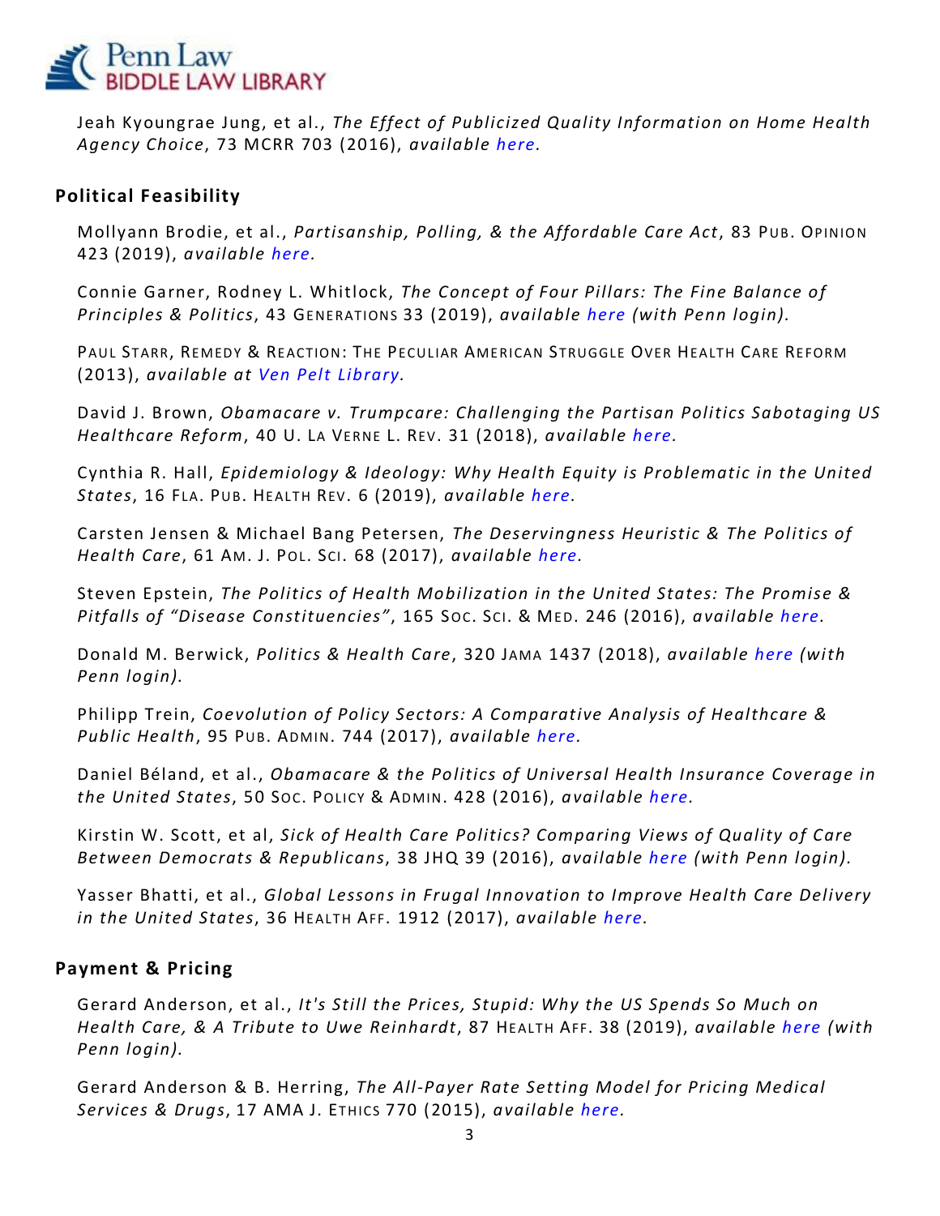Jeah Kyoungrae Jung, et al., *The Effect of Publicized Quality Information on Home Health Agency Choice*, 73 MCRR 703 (2016), *available here.*

## Political Feasibility

Mollyann Brodie, et al., *Partisanship, Polling, & the Affordable Care Act*, 83 PUB. OPINION 423 (2019), *available here.*

Connie Garner, Rodney L. Whitlock, *The Concept of Four Pillars: The Fine Balance of Principles & Politics*, 43 GENERATIONS 33 (2019), *available here (with Penn login).*

PAUL STARR, REMEDY & REACTION: THE PECULIAR AMERICAN STRUGGLE OVER HEALTH CARE REFORM (2013), *available at Ven Pelt Library.*

David J. Brown, *Obamacare v. Trumpcare: Challenging the Partisan Politics Sabotaging US Healthcare Reform*, 40 U. LA VERNE L. REV. 31 (2018), *available here.*

Cynthia R. Hall, *Epidemiology & Ideology: Why Health Equity is Problematic in the United States*, 16 FLA. PUB. HEALTH REV. 6 (2019), *available here.*

Carsten Jensen & Michael Bang Petersen, *The Deservingness Heuristic & The Politics of Health Care*, 61 AM. J. POL. SCI. 68 (2017), *available here.*

Steven Epstein, *The Politics of Health Mobilization in the United States: The Promise & Pitfalls of "Disease Constituencies"*, 165 SOC. SCI. & MED. 246 (2016), *available here.*

Donald M. Berwick, *Politics & Health Care*, 320 JAMA 1437 (2018), *available here (with Penn login).*

Philipp Trein, *Coevolution of Policy Sectors: A Comparative Analysis of Healthcare & Public Health*, 95 PUB. ADMIN. 744 (2017), *available here.*

Daniel Béland, et al., *Obamacare & the Politics of Universal Health Insurance Coverage in the United States*, 50 SOC. POLICY & ADMIN. 428 (2016), *available here.*

Kirstin W. Scott, et al, *Sick of Health Care Politics? Comparing Views of Quality of Care Between Democrats & Republicans*, 38 JHQ 39 (2016), *available here (with Penn login).*

Yasser Bhatti, et al., *Global Lessons in Frugal Innovation to Improve Health Care Delivery in the United States*, 36 HEALTH AFF. 1912 (2017), *available here.*

## Payment & Pricing

Gerard Anderson, et al., *It's Still the Prices, Stupid: Why the US Spends So Much on Health Care, & A Tribute to Uwe Reinhardt*, 87 HEALTH AFF. 38 (2019), *available here (with Penn login).*

Gerard Anderson & B. Herring, *The All-Payer Rate Setting Model for Pricing Medical Services & Drugs*, 17 AMA J. ETHICS 770 (2015), *available here.*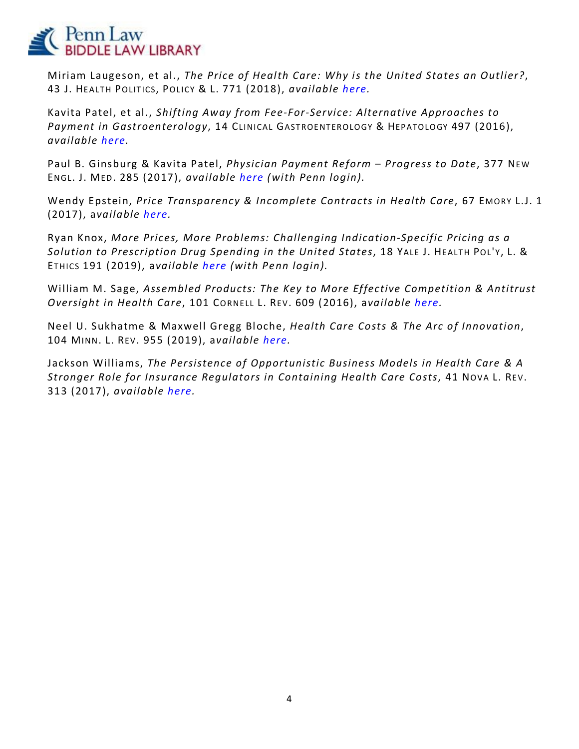Miriam Laugeson, et al., *The Price of Health Care: Why is the United States an Outlier?*, 43 J. HEALTH POLITICS, POLICY & L. 771 (2018), *available here.*

Kavita Patel, et al., *Shifting Away from Fee-For-Service: Alternative Approaches to Payment in Gastroenterology*, 14 CLINICAL GASTROENTEROLOGY & HEPATOLOGY 497 (2016), *available here.*

Paul B. Ginsburg & Kavita Patel, *Physician Payment Reform – Progress to Date*, 377 NEW ENGL. J. MED. 285 (2017), *available here (with Penn login).*

Wendy Epstein, *Price Transparency & Incomplete Contracts in Health Care*, 67 EMORY L.J. 1 (2017), a*vailable here.*

Ryan Knox, *More Prices, More Problems: Challenging Indication-Specific Pricing as a Solution to Prescription Drug Spending in the United States*, 18 YALE J. HEALTH POL'Y, L. & ETHICS 191 (2019), a*vailable here (with Penn login).*

William M. Sage, *Assembled Products: The Key to More Effective Competition & Antitrust Oversight in Health Care*, 101 CORNELL L. REV. 609 (2016), a*vailable here.*

Neel U. Sukhatme & Maxwell Gregg Bloche, *Health Care Costs & The Arc of Innovation*, 104 MINN. L. REV. 955 (2019), a*vailable here.*

Jackson Williams, *The Persistence of Opportunistic Business Models in Health Care & A Stronger Role for Insurance Regulators in Containing Health Care Costs*, 41 NOVA L. REV. 313 (2017), *available here.*